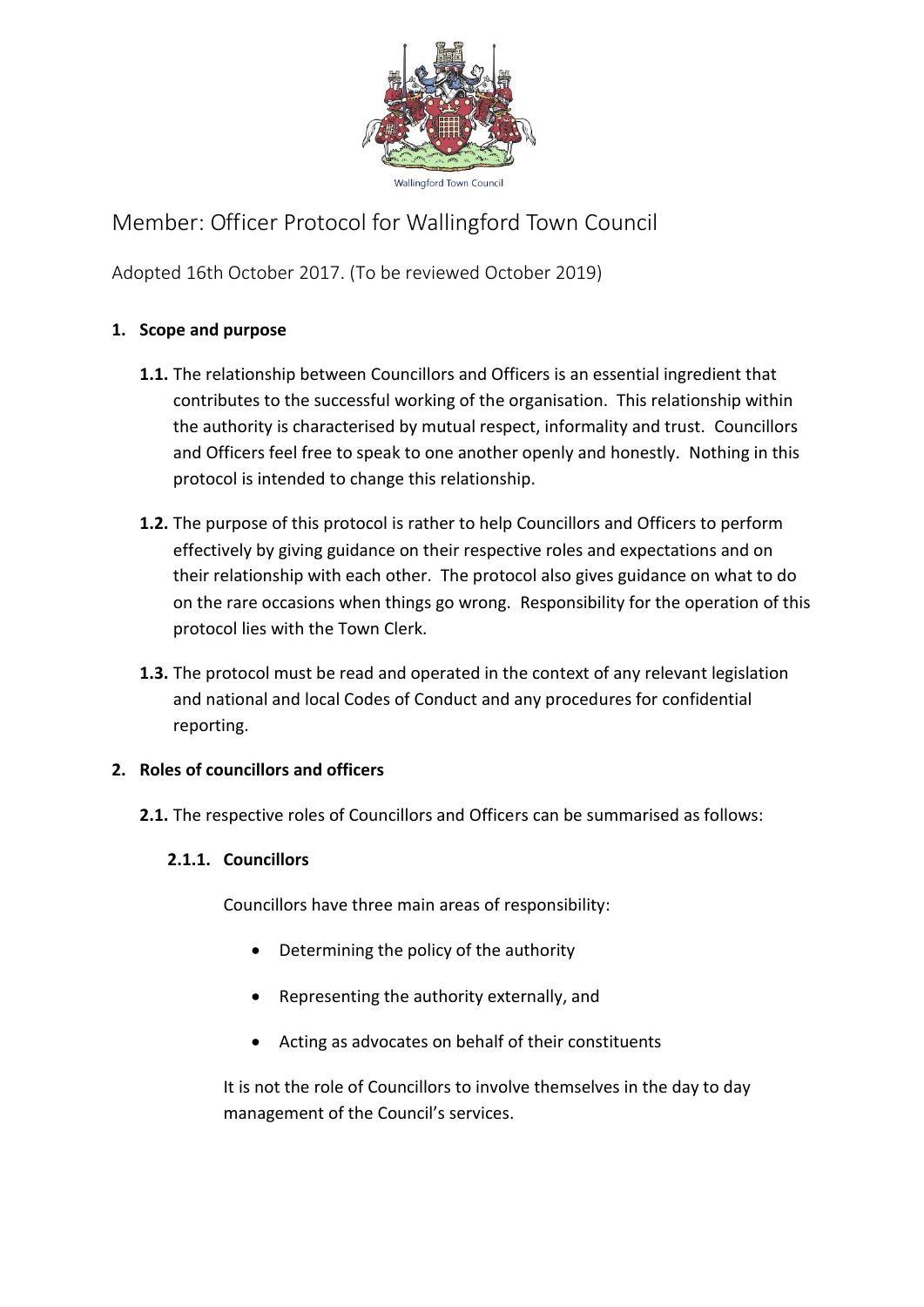Wallingford Town Council

# Member: Officer Protocol for Wallingford Town Council

Adopted 16th October 2017. (To be reviewed October 2019)

## 1. Scope and purpose

**1.1.** The relationship between Councillors and Officers is an essential ingredient that contributes to the successful working of the organisation. This relationship within the authority is characterised by mutual respect, informality and trust. Councillors and Officers feel free to speak to one another openly and honestly. Nothing in this protocol is intended to change this relationship.

**1.2.** The purpose of this protocol is rather to help Councillors and Officers to perform effectively by giving guidance on their respective roles and expectations and on their relationship with each other. The protocol also gives guidance on what to do on the rare occasions when things go wrong. Responsibility for the operation of this protocol lies with the Town Clerk.

**1.3.** The protocol must be read and operated in the context of any relevant legislation and national and local Codes of Conduct and any procedures for confidential reporting.

## 2. Roles of councillors and officers

**2.1.** The respective roles of Councillors and Officers can be summarised as follows:

### 2.1.1. Councillors

Councillors have three main areas of responsibility:

- Determining the policy of the authority
- Representing the authority externally, and
- Acting as advocates on behalf of their constituents

It is not the role of Councillors to involve themselves in the day to day management of the Council's services.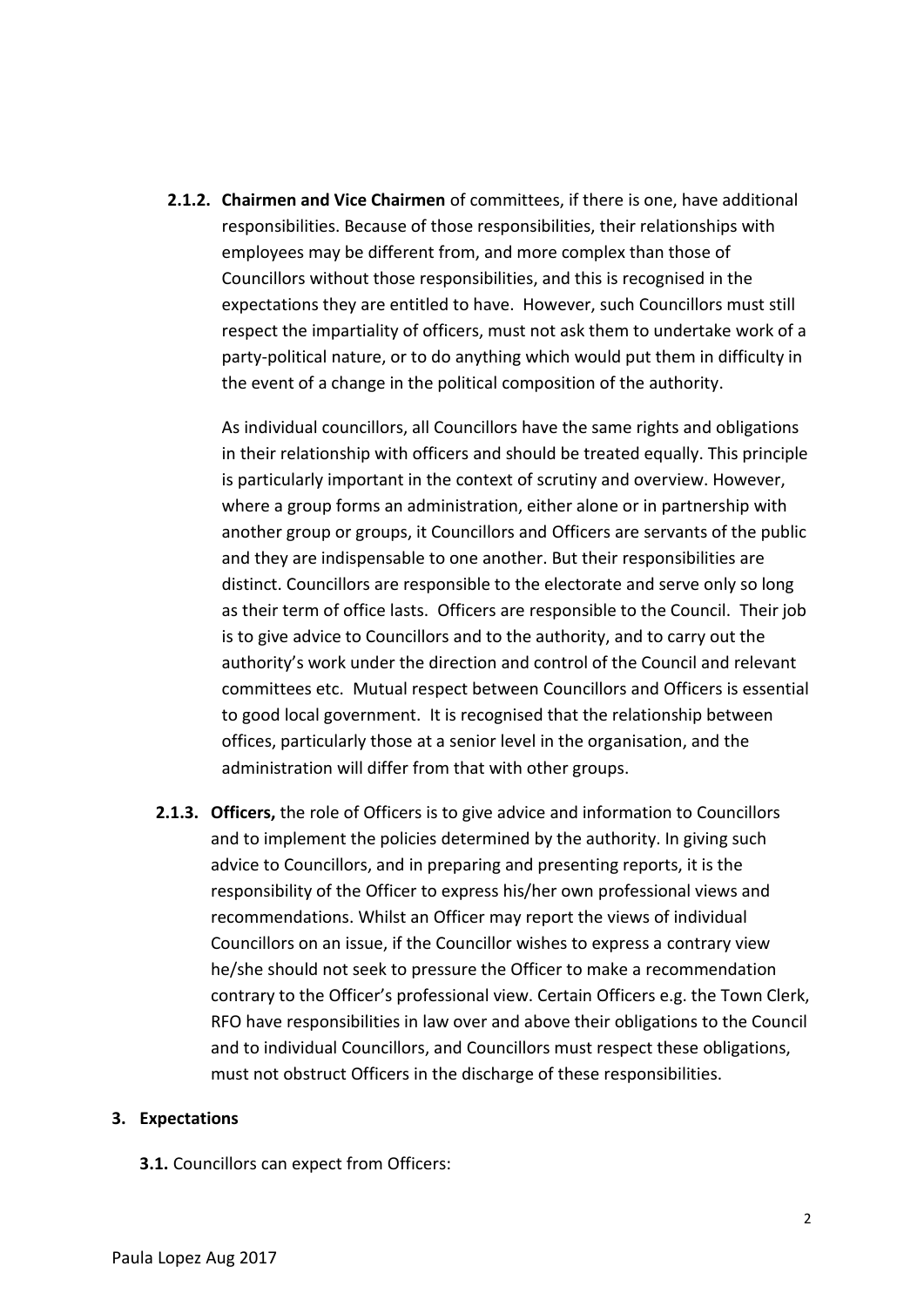**2.1.2. Chairmen and Vice Chairmen** of committees, if there is one, have additional responsibilities. Because of those responsibilities, their relationships with employees may be different from, and more complex than those of Councillors without those responsibilities, and this is recognised in the expectations they are entitled to have. However, such Councillors must still respect the impartiality of officers, must not ask them to undertake work of a party-political nature, or to do anything which would put them in difficulty in the event of a change in the political composition of the authority.

As individual councillors, all Councillors have the same rights and obligations in their relationship with officers and should be treated equally. This principle is particularly important in the context of scrutiny and overview. However, where a group forms an administration, either alone or in partnership with another group or groups, it Councillors and Officers are servants of the public and they are indispensable to one another. But their responsibilities are distinct. Councillors are responsible to the electorate and serve only so long as their term of office lasts. Officers are responsible to the Council. Their job is to give advice to Councillors and to the authority, and to carry out the authority's work under the direction and control of the Council and relevant committees etc. Mutual respect between Councillors and Officers is essential to good local government. It is recognised that the relationship between offices, particularly those at a senior level in the organisation, and the administration will differ from that with other groups.

**2.1.3. Officers,** the role of Officers is to give advice and information to Councillors and to implement the policies determined by the authority. In giving such advice to Councillors, and in preparing and presenting reports, it is the responsibility of the Officer to express his/her own professional views and recommendations. Whilst an Officer may report the views of individual Councillors on an issue, if the Councillor wishes to express a contrary view he/she should not seek to pressure the Officer to make a recommendation contrary to the Officer's professional view. Certain Officers e.g. the Town Clerk, RFO have responsibilities in law over and above their obligations to the Council and to individual Councillors, and Councillors must respect these obligations, must not obstruct Officers in the discharge of these responsibilities.

## 3. Expectations

**3.1.** Councillors can expect from Officers: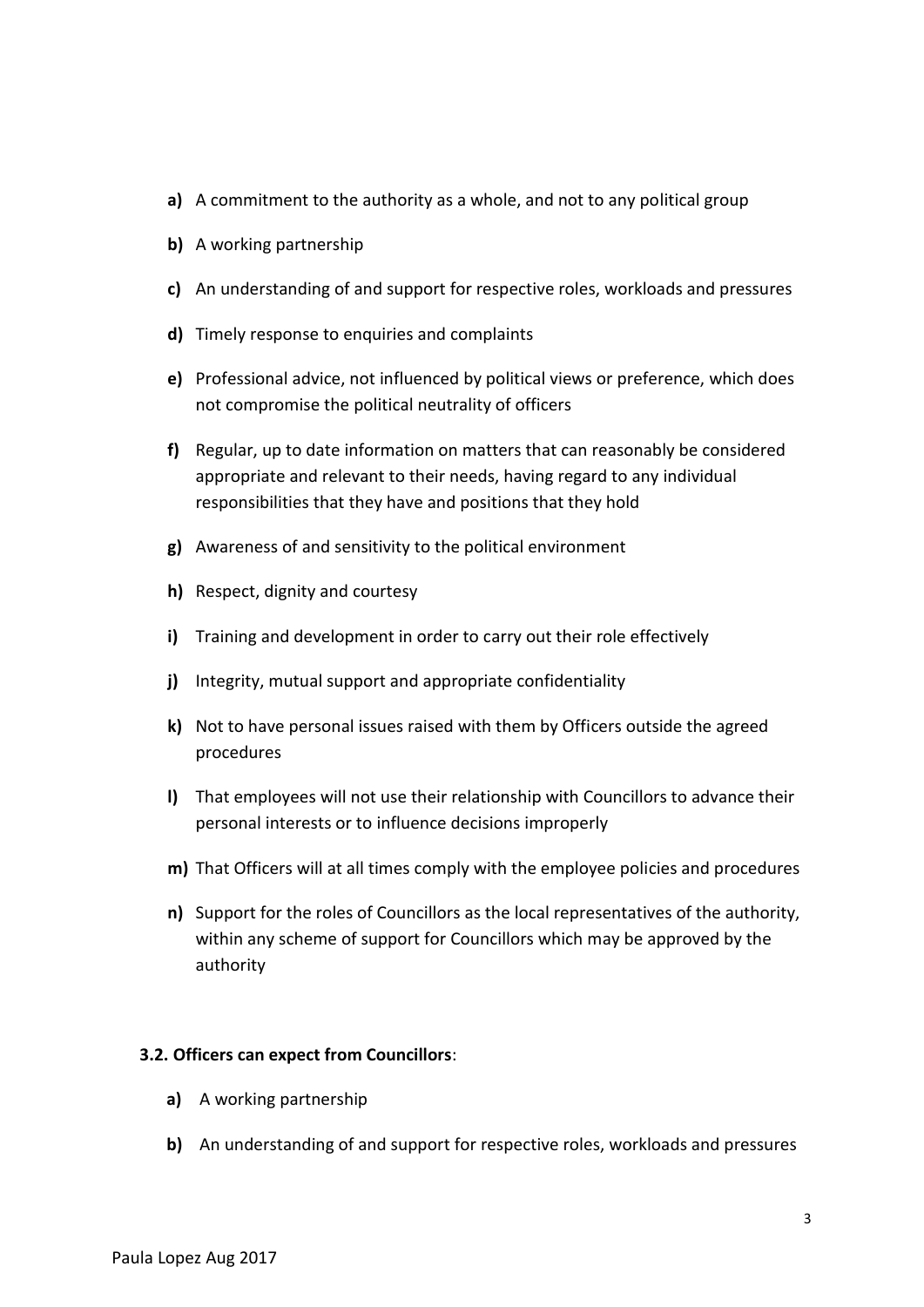- **a)** A commitment to the authority as a whole, and not to any political group
- **b)** A working partnership
- **c)** An understanding of and support for respective roles, workloads and pressures
- **d)** Timely response to enquiries and complaints
- **e)** Professional advice, not influenced by political views or preference, which does not compromise the political neutrality of officers
- **f)** Regular, up to date information on matters that can reasonably be considered appropriate and relevant to their needs, having regard to any individual responsibilities that they have and positions that they hold
- **g)** Awareness of and sensitivity to the political environment
- **h)** Respect, dignity and courtesy
- **i)** Training and development in order to carry out their role effectively
- **j)** Integrity, mutual support and appropriate confidentiality
- **k)** Not to have personal issues raised with them by Officers outside the agreed procedures
- **l)** That employees will not use their relationship with Councillors to advance their personal interests or to influence decisions improperly
- **m)** That Officers will at all times comply with the employee policies and procedures
- **n)** Support for the roles of Councillors as the local representatives of the authority, within any scheme of support for Councillors which may be approved by the authority

**3.2. Officers can expect from Councillors**:

- **a)** A working partnership
- **b)** An understanding of and support for respective roles, workloads and pressures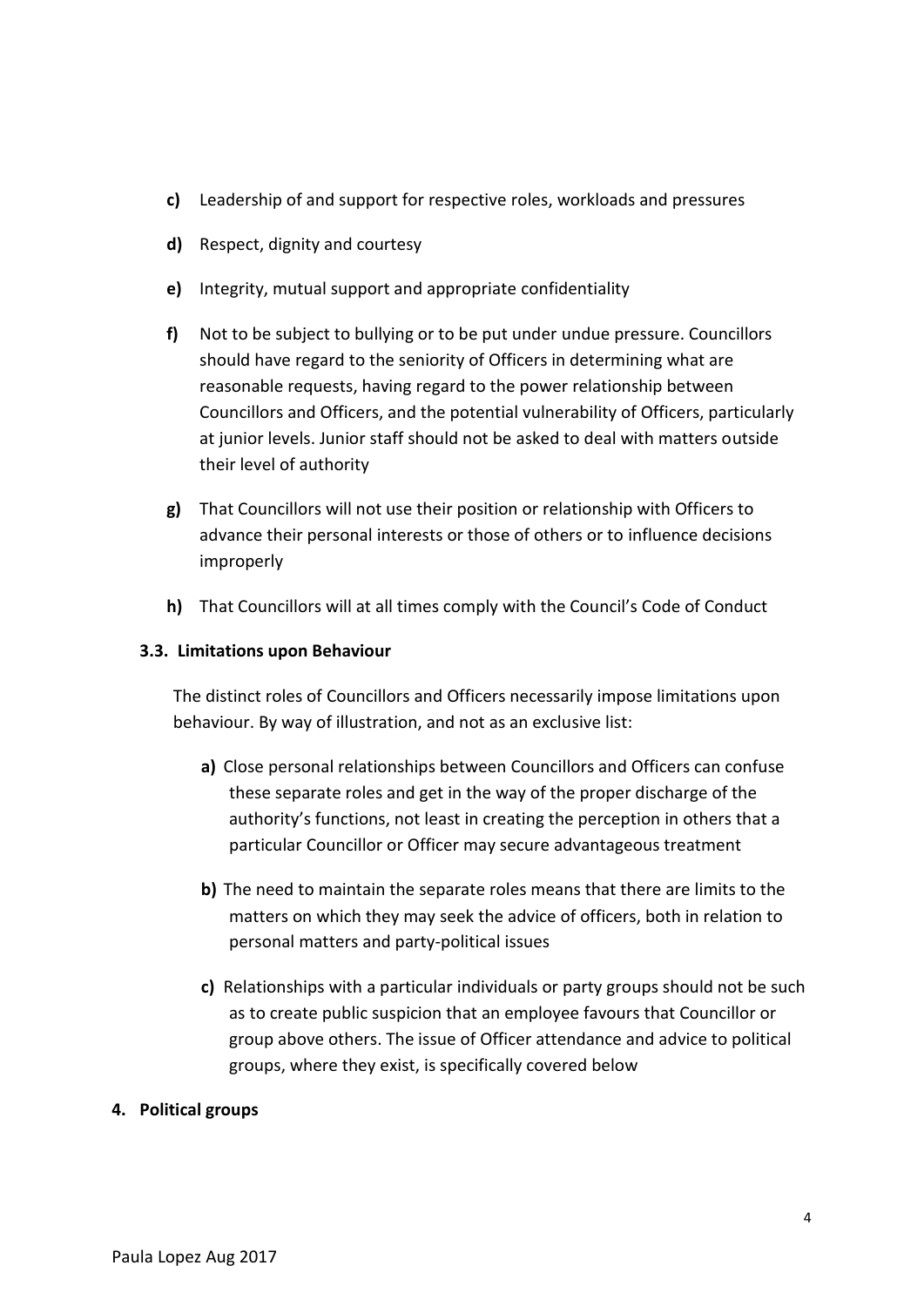**c)** Leadership of and support for respective roles, workloads and pressures

**d)** Respect, dignity and courtesy

**e)** Integrity, mutual support and appropriate confidentiality

**f)** Not to be subject to bullying or to be put under undue pressure. Councillors should have regard to the seniority of Officers in determining what are reasonable requests, having regard to the power relationship between Councillors and Officers, and the potential vulnerability of Officers, particularly at junior levels. Junior staff should not be asked to deal with matters outside their level of authority

**g)** That Councillors will not use their position or relationship with Officers to advance their personal interests or those of others or to influence decisions improperly

**h)** That Councillors will at all times comply with the Council's Code of Conduct

### 3.3. Limitations upon Behaviour

The distinct roles of Councillors and Officers necessarily impose limitations upon behaviour. By way of illustration, and not as an exclusive list:

**a)** Close personal relationships between Councillors and Officers can confuse these separate roles and get in the way of the proper discharge of the authority's functions, not least in creating the perception in others that a particular Councillor or Officer may secure advantageous treatment

**b)** The need to maintain the separate roles means that there are limits to the matters on which they may seek the advice of officers, both in relation to personal matters and party-political issues

**c)** Relationships with a particular individuals or party groups should not be such as to create public suspicion that an employee favours that Councillor or group above others. The issue of Officer attendance and advice to political groups, where they exist, is specifically covered below

## 4. Political groups

Paula Lopez Aug 2017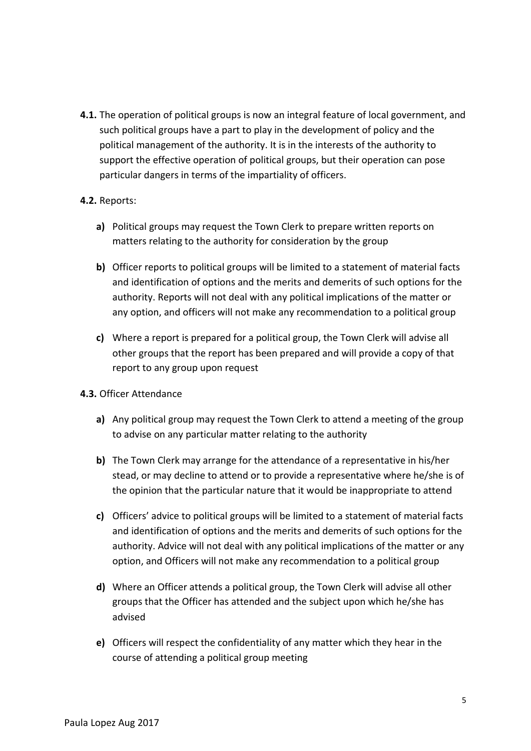**4.1.** The operation of political groups is now an integral feature of local government, and such political groups have a part to play in the development of policy and the political management of the authority. It is in the interests of the authority to support the effective operation of political groups, but their operation can pose particular dangers in terms of the impartiality of officers.

**4.2.** Reports:

- **a)** Political groups may request the Town Clerk to prepare written reports on matters relating to the authority for consideration by the group
- **b)** Officer reports to political groups will be limited to a statement of material facts and identification of options and the merits and demerits of such options for the authority. Reports will not deal with any political implications of the matter or any option, and officers will not make any recommendation to a political group
- **c)** Where a report is prepared for a political group, the Town Clerk will advise all other groups that the report has been prepared and will provide a copy of that report to any group upon request

**4.3.** Officer Attendance

- **a)** Any political group may request the Town Clerk to attend a meeting of the group to advise on any particular matter relating to the authority
- **b)** The Town Clerk may arrange for the attendance of a representative in his/her stead, or may decline to attend or to provide a representative where he/she is of the opinion that the particular nature that it would be inappropriate to attend
- **c)** Officers' advice to political groups will be limited to a statement of material facts and identification of options and the merits and demerits of such options for the authority. Advice will not deal with any political implications of the matter or any option, and Officers will not make any recommendation to a political group
- **d)** Where an Officer attends a political group, the Town Clerk will advise all other groups that the Officer has attended and the subject upon which he/she has advised
- **e)** Officers will respect the confidentiality of any matter which they hear in the course of attending a political group meeting

Paula Lopez Aug 2017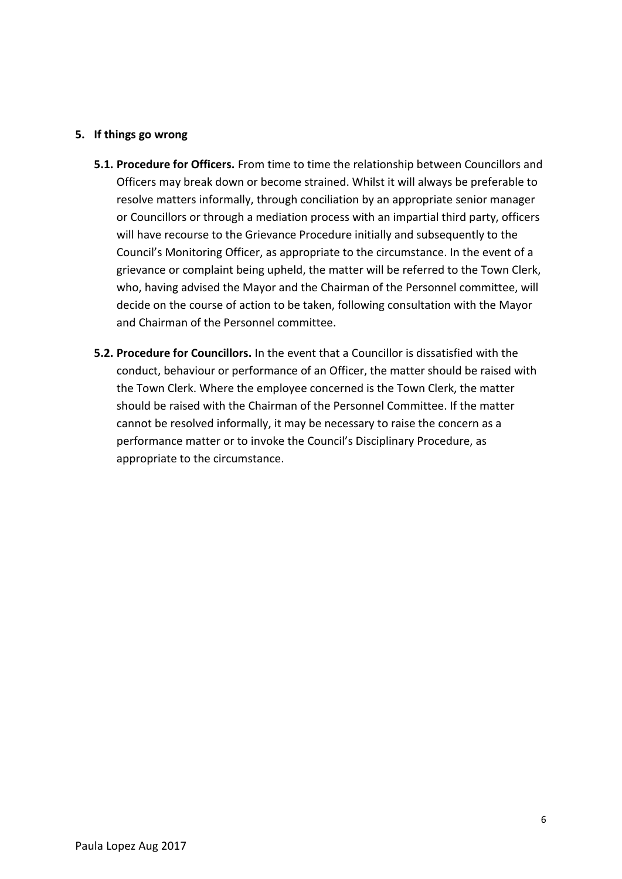## 5. If things go wrong

**5.1. Procedure for Officers.** From time to time the relationship between Councillors and Officers may break down or become strained. Whilst it will always be preferable to resolve matters informally, through conciliation by an appropriate senior manager or Councillors or through a mediation process with an impartial third party, officers will have recourse to the Grievance Procedure initially and subsequently to the Council's Monitoring Officer, as appropriate to the circumstance. In the event of a grievance or complaint being upheld, the matter will be referred to the Town Clerk, who, having advised the Mayor and the Chairman of the Personnel committee, will decide on the course of action to be taken, following consultation with the Mayor and Chairman of the Personnel committee.

**5.2. Procedure for Councillors.** In the event that a Councillor is dissatisfied with the conduct, behaviour or performance of an Officer, the matter should be raised with the Town Clerk. Where the employee concerned is the Town Clerk, the matter should be raised with the Chairman of the Personnel Committee. If the matter cannot be resolved informally, it may be necessary to raise the concern as a performance matter or to invoke the Council's Disciplinary Procedure, as appropriate to the circumstance.